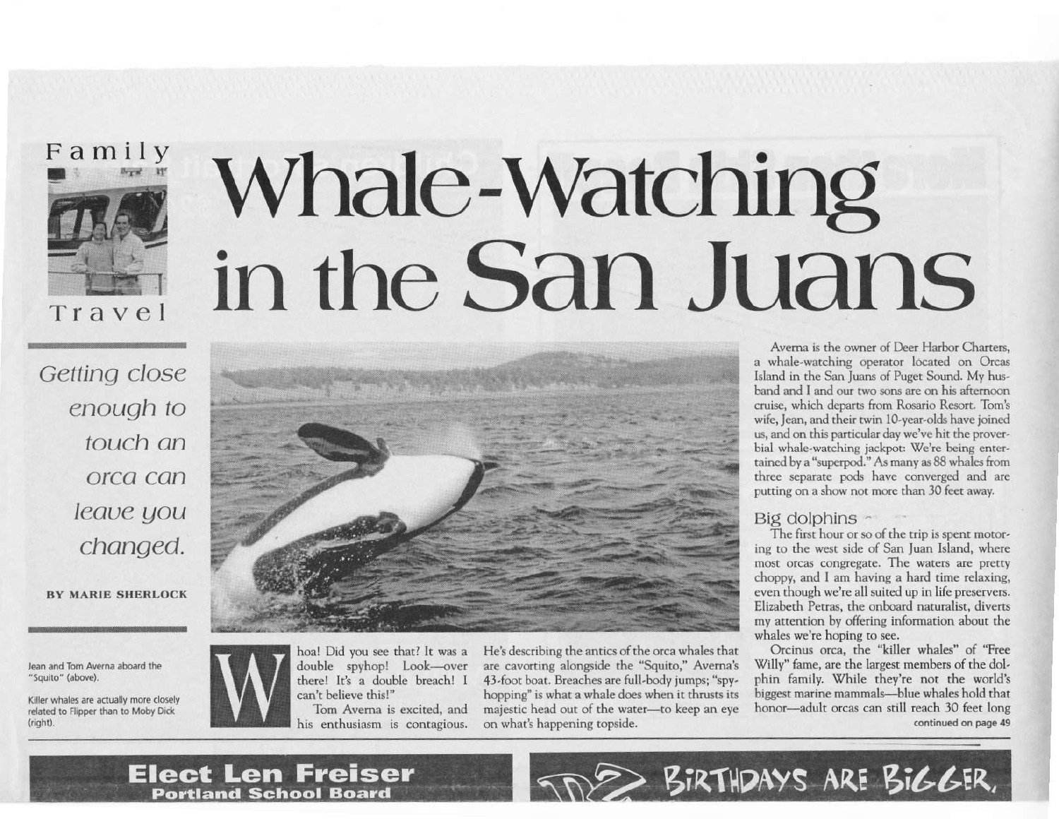Family Travel

# Whale-Watching in the San Juans

*Getting close enough to touch an orca can leave you changed.*

**BY MARIE SHERLOCK**

Jean and Tom Averna aboard the "Squito" (above).

Killer whales are actually more closely related to Flipper than to Moby Dick (right).

Whoa! Did you see that? It was a double spyhop! Look—over there! It's a double breach! I can't believe this!"

Tom Averna is excited, and his enthusiasm is contagious. He's describing the antics of the orca whales that are cavorting alongside the "Squito," Averna's 43-foot boat. Breaches are full-body jumps; "spyhopping" is what a whale does when it thrusts its majestic head out of the water—to keep an eye on what's happening topside.

Averna is the owner of Deer Harbor Charters, a whale-watching operator located on Orcas Island in the San Juans of Puget Sound. My husband and I and our two sons are on his afternoon cruise, which departs from Rosario Resort. Tom's wife, Jean, and their twin 10-year-olds have joined us, and on this particular day we've hit the proverbial whale-watching jackpot: We're being entertained by a "superpod." As many as 88 whales from three separate pods have converged and are putting on a show not more than 30 feet away.

## Big dolphins

The first hour or so of the trip is spent motoring to the west side of San Juan Island, where most orcas congregate. The waters are pretty choppy, and I am having a hard time relaxing, even though we're all suited up in life preservers. Elizabeth Petras, the onboard naturalist, diverts my attention by offering information about the whales we're hoping to see.

Orcinus orca, the "killer whales" of "Free Willy" fame, are the largest members of the dolphin family. While they're not the world's biggest marine mammals—blue whales hold that honor—adult orcas can still reach 30 feet long

continued on page 49

**Elect Len Freiser**
**Portland School Board**

BIRTHDAYS ARE BIGGER.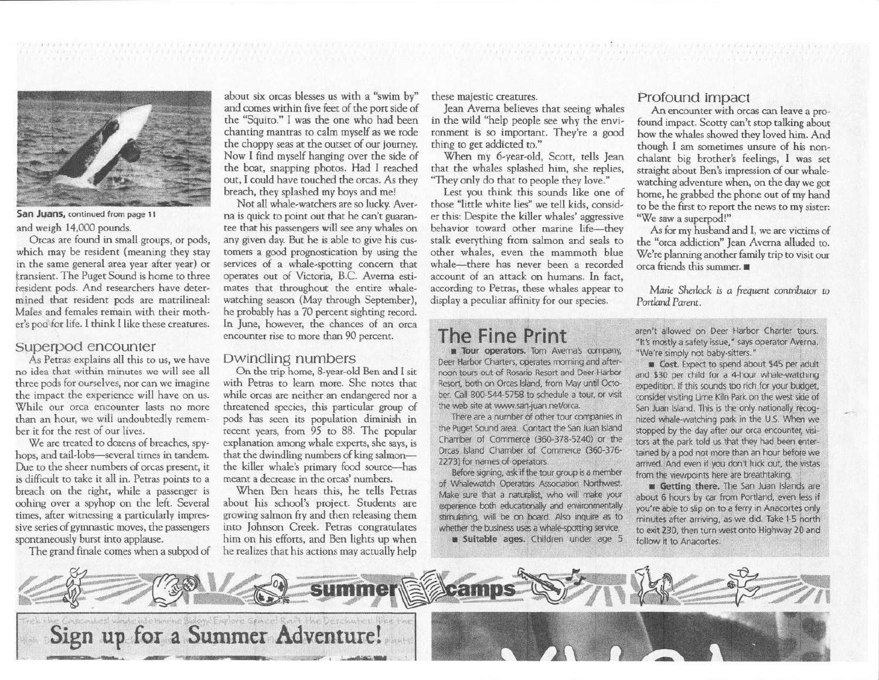**San Juans,** continued from page 11

and weigh 14,000 pounds.

Orcas are found in small groups, or pods, which may be resident (meaning they stay in the same general area year after year) or transient. The Puget Sound is home to three resident pods. And researchers have determined that resident pods are matrilineal: Males and females remain with their mother's pod for life. I think I like these creatures.

## Superpod encounter

As Petras explains all this to us, we have no idea that within minutes we will see all three pods for ourselves, nor can we imagine the impact the experience will have on us. While our orca encounter lasts no more than an hour, we will undoubtedly remember it for the rest of our lives.

We are treated to dozens of breaches, spy-hops, and tail-lobs—several times in tandem. Due to the sheer numbers of orcas present, it is difficult to take it all in. Petras points to a breach on the right, while a passenger is oohing over a spyhop on the left. Several times, after witnessing a particularly impressive series of gymnastic moves, the passengers spontaneously burst into applause.

The grand finale comes when a subpod of about six orcas blesses us with a "swim by" and comes within five feet of the port side of the "Squito." I was the one who had been chanting mantras to calm myself as we rode the choppy seas at the outset of our journey. Now I find myself hanging over the side of the boat, snapping photos. Had I reached out, I could have touched the orcas. As they breach, they splashed my boys and me!

Not all whale-watchers are so lucky. Averna is quick to point out that he can't guarantee that his passengers will see any whales on any given day. But he is able to give his customers a good prognostication by using the services of a whale-spotting concern that operates out of Victoria, B.C. Averna estimates that throughout the entire whale-watching season (May through September), he probably has a 70 percent sighting record. In June, however, the chances of an orca encounter rise to more than 90 percent.

## Dwindling numbers

On the trip home, 8-year-old Ben and I sit with Petras to learn more. She notes that while orcas are neither an endangered nor a threatened species, this particular group of pods has seen its population diminish in recent years, from 95 to 88. The popular explanation among whale experts, she says, is that the dwindling numbers of king salmon—the killer whale's primary food source—has meant a decrease in the orcas' numbers.

When Ben hears this, he tells Petras about his school's project. Students are growing salmon fry and then releasing them into Johnson Creek. Petras congratulates him on his efforts, and Ben lights up when he realizes that his actions may actually help these majestic creatures.

Jean Averna believes that seeing whales in the wild "help people see why the environment is so important. They're a good thing to get addicted to."

When my 6-year-old, Scott, tells Jean that the whales splashed him, she replies, "They only do that to people they love."

Lest you think this sounds like one of those "little white lies" we tell kids, consider this: Despite the killer whales' aggressive behavior toward other marine life—they stalk everything from salmon and seals to other whales, even the mammoth blue whale—there has never been a recorded account of an attack on humans. In fact, according to Petras, these whales appear to display a peculiar affinity for our species.

## Profound impact

An encounter with orcas can leave a profound impact. Scotty can't stop talking about how the whales showed they loved him. And though I am sometimes unsure of his nonchalant big brother's feelings, I was set straight about Ben's impression of our whale-watching adventure when, on the day we got home, he grabbed the phone out of my hand to be the first to report the news to my sister: "We saw a superpod!"

As for my husband and I, we are victims of the "orca addiction" Jean Averna alluded to. We're planning another family trip to visit our orca friends this summer. ■

*Marie Sherlock is a frequent contributor to Portland Parent.*

## The Fine Print

■ **Tour operators.** Tom Averna's company, Deer Harbor Charters, operates morning and afternoon tours out of Rosario Resort and Deer Harbor Resort, both on Orcas Island, from May until October. Call 800-544-5758 to schedule a tour, or visit the web site at www.san-juan.net/orca.

There are a number of other tour companies in the Puget Sound area. Contact the San Juan Island Chamber of Commerce (360-378-5240) or the Orcas Island Chamber of Commerce (360-376-2273) for names of operators.

Before signing, ask if the tour group is a member of Whalewatch Operators Association Northwest. Make sure that a naturalist, who will make your experience both educationally and environmentally stimulating, will be on board. Also inquire as to whether the business uses a whale-spotting service.

■ **Suitable ages.** Children under age 5 aren't allowed on Deer Harbor Charter tours. "It's mostly a safety issue," says operator Averna. "We're simply not baby-sitters."

■ **Cost.** Expect to spend about $45 per adult and $30 per child for a 4-hour whale-watching expedition. If this sounds too rich for your budget, consider visiting Lime Kiln Park on the west side of San Juan Island. This is the only nationally recognized whale-watching park in the U.S. When we stopped by the day after our orca encounter, visitors at the park told us that they had been entertained by a pod not more than an hour before we arrived. And even if you don't luck out, the vistas from the viewpoints here are breathtaking.

■ **Getting there.** The San Juan Islands are about 6 hours by car from Portland, even less if you're able to slip on to a ferry in Anacortes only minutes after arriving, as we did. Take I-5 north to exit 230, then turn west onto Highway 20 and follow it to Anacortes.

**summer camps**

Sign up for a Summer Adventure!